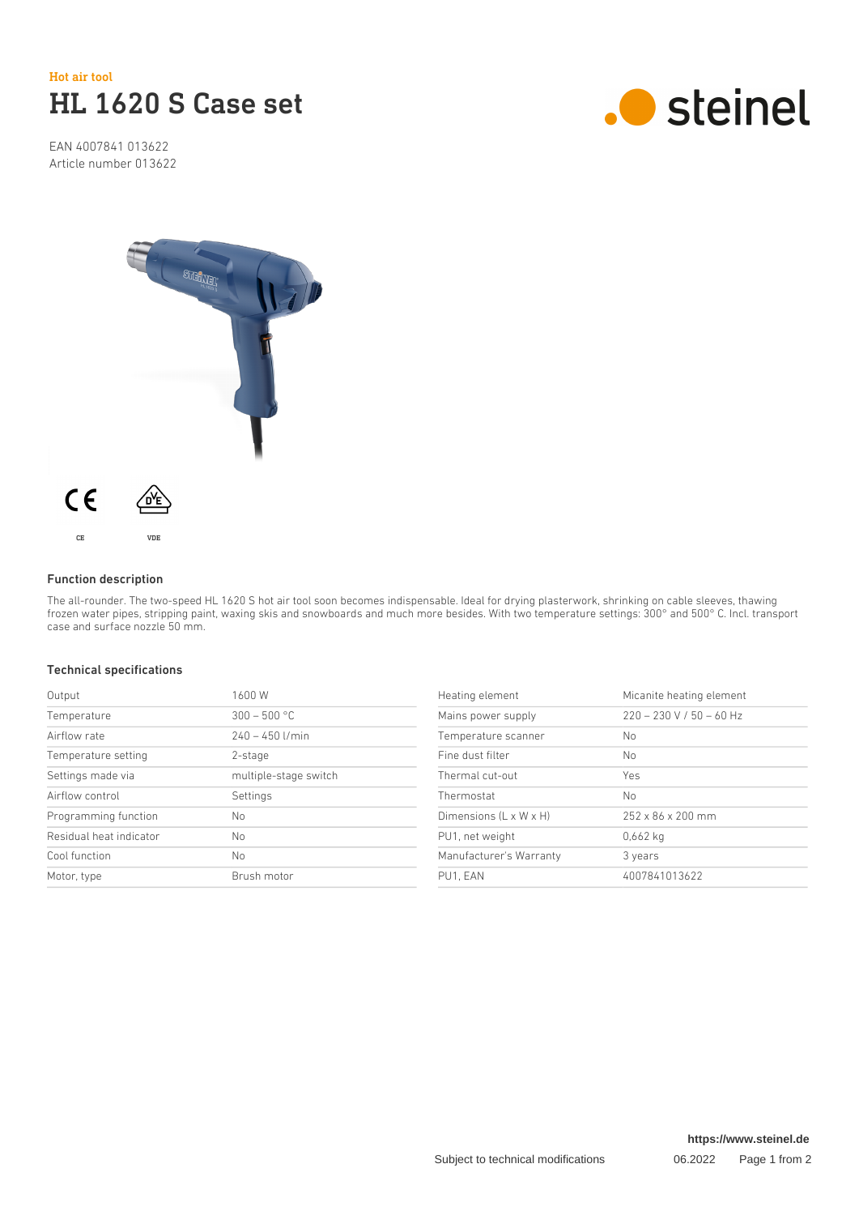Hot air tool

# HL 1620 S Case set

EAN 4007841 013622
Article number 013622

CE

VDE

### Function description

The all-rounder. The two-speed HL 1620 S hot air tool soon becomes indispensable. Ideal for drying plasterwork, shrinking on cable sleeves, thawing frozen water pipes, stripping paint, waxing skis and snowboards and much more besides. With two temperature settings: 300° and 500° C. Incl. transport case and surface nozzle 50 mm.

### Technical specifications

| | |
|---|---|
| Output | 1600 W |
| Temperature | 300 – 500 °C |
| Airflow rate | 240 – 450 l/min |
| Temperature setting | 2-stage |
| Settings made via | multiple-stage switch |
| Airflow control | Settings |
| Programming function | No |
| Residual heat indicator | No |
| Cool function | No |
| Motor, type | Brush motor |
| Heating element | Micanite heating element |
| Mains power supply | 220 – 230 V / 50 – 60 Hz |
| Temperature scanner | No |
| Fine dust filter | No |
| Thermal cut-out | Yes |
| Thermostat | No |
| Dimensions (L x W x H) | 252 x 86 x 200 mm |
| PU1, net weight | 0,662 kg |
| Manufacturer's Warranty | 3 years |
| PU1, EAN | 4007841013622 |

https://www.steinel.de

Subject to technical modifications 06.2022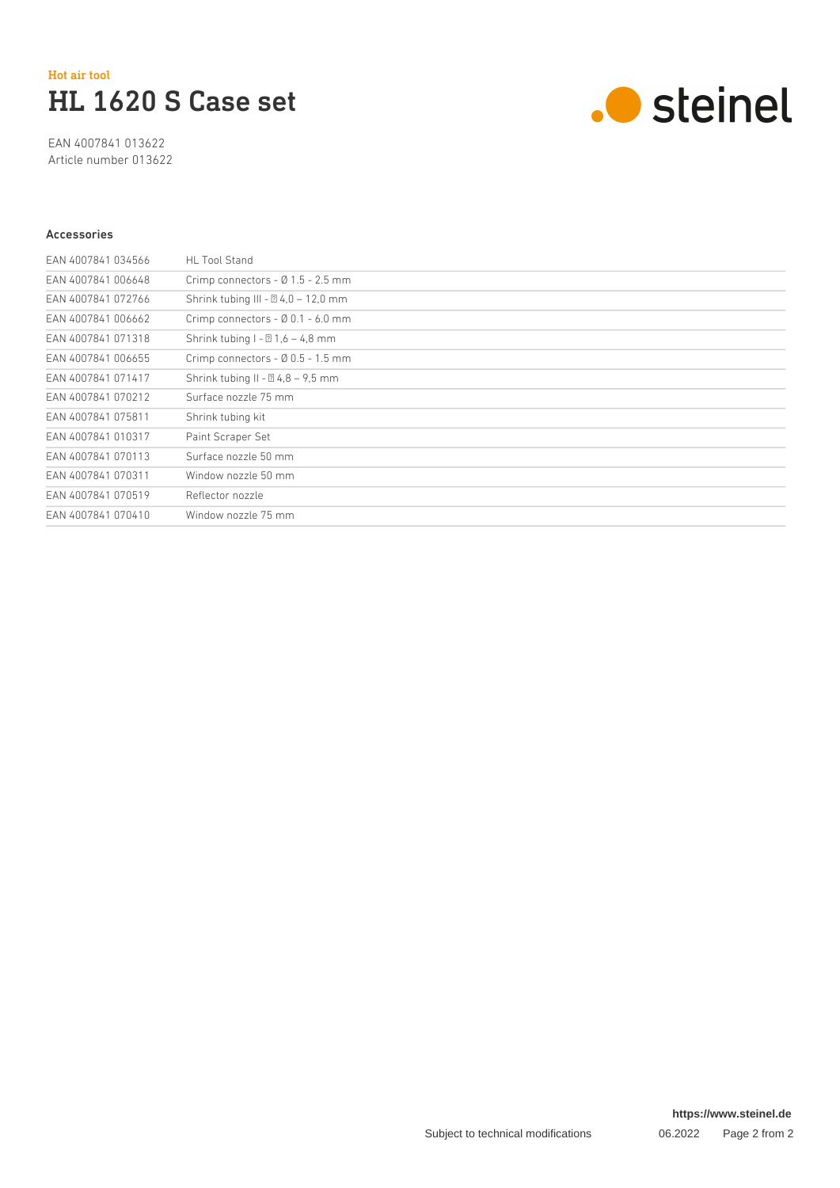Hot air tool

# HL 1620 S Case set

EAN 4007841 013622
Article number 013622

### Accessories

| | |
|---|---|
| EAN 4007841 034566 | HL Tool Stand |
| EAN 4007841 006648 | Crimp connectors - Ø 1.5 - 2.5 mm |
| EAN 4007841 072766 | Shrink tubing III - ⌀ 4,0 – 12,0 mm |
| EAN 4007841 006662 | Crimp connectors - Ø 0.1 - 6.0 mm |
| EAN 4007841 071318 | Shrink tubing I - ⌀ 1,6 – 4,8 mm |
| EAN 4007841 006655 | Crimp connectors - Ø 0.5 - 1.5 mm |
| EAN 4007841 071417 | Shrink tubing II - ⌀ 4,8 – 9,5 mm |
| EAN 4007841 070212 | Surface nozzle 75 mm |
| EAN 4007841 075811 | Shrink tubing kit |
| EAN 4007841 010317 | Paint Scraper Set |
| EAN 4007841 070113 | Surface nozzle 50 mm |
| EAN 4007841 070311 | Window nozzle 50 mm |
| EAN 4007841 070519 | Reflector nozzle |
| EAN 4007841 070410 | Window nozzle 75 mm |

https://www.steinel.de

Subject to technical modifications 06.2022